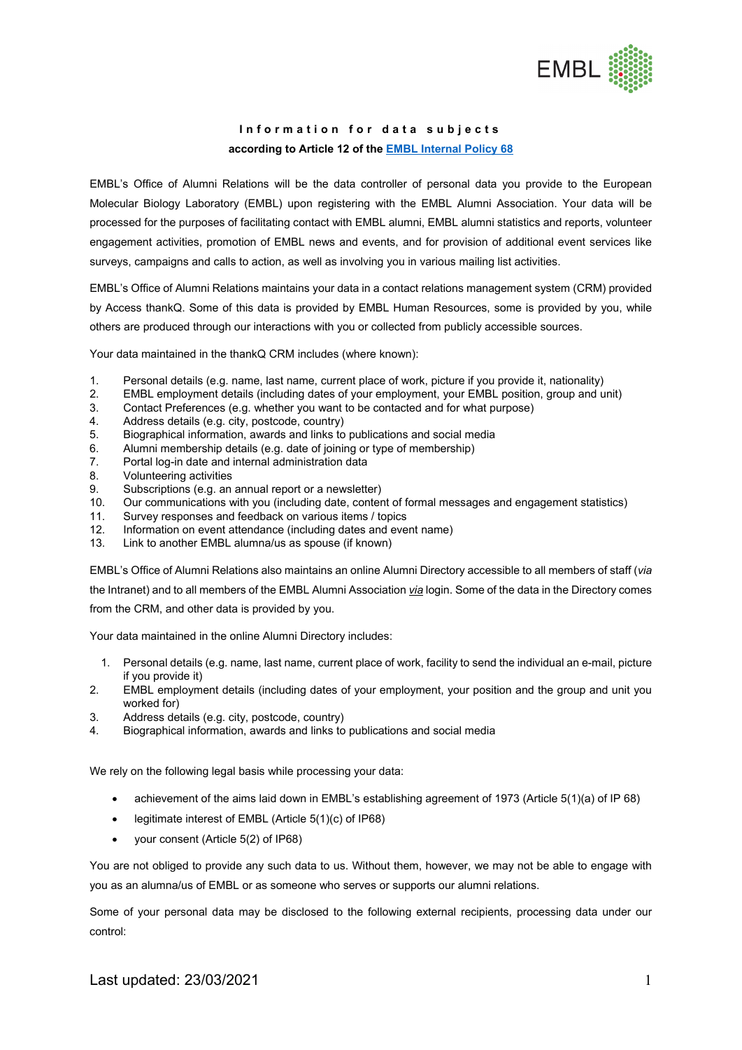# Information for data subjects

**according to Article 12 of the [EMBL Internal Policy 68]**

EMBL's Office of Alumni Relations will be the data controller of personal data you provide to the European Molecular Biology Laboratory (EMBL) upon registering with the EMBL Alumni Association. Your data will be processed for the purposes of facilitating contact with EMBL alumni, EMBL alumni statistics and reports, volunteer engagement activities, promotion of EMBL news and events, and for provision of additional event services like surveys, campaigns and calls to action, as well as involving you in various mailing list activities.

EMBL's Office of Alumni Relations maintains your data in a contact relations management system (CRM) provided by Access thankQ. Some of this data is provided by EMBL Human Resources, some is provided by you, while others are produced through our interactions with you or collected from publicly accessible sources.

Your data maintained in the thankQ CRM includes (where known):

1. Personal details (e.g. name, last name, current place of work, picture if you provide it, nationality)
2. EMBL employment details (including dates of your employment, your EMBL position, group and unit)
3. Contact Preferences (e.g. whether you want to be contacted and for what purpose)
4. Address details (e.g. city, postcode, country)
5. Biographical information, awards and links to publications and social media
6. Alumni membership details (e.g. date of joining or type of membership)
7. Portal log-in date and internal administration data
8. Volunteering activities
9. Subscriptions (e.g. an annual report or a newsletter)
10. Our communications with you (including date, content of formal messages and engagement statistics)
11. Survey responses and feedback on various items / topics
12. Information on event attendance (including dates and event name)
13. Link to another EMBL alumna/us as spouse (if known)

EMBL's Office of Alumni Relations also maintains an online Alumni Directory accessible to all members of staff (*via* the Intranet) and to all members of the EMBL Alumni Association *via* login. Some of the data in the Directory comes from the CRM, and other data is provided by you.

Your data maintained in the online Alumni Directory includes:

1. Personal details (e.g. name, last name, current place of work, facility to send the individual an e-mail, picture if you provide it)
2. EMBL employment details (including dates of your employment, your position and the group and unit you worked for)
3. Address details (e.g. city, postcode, country)
4. Biographical information, awards and links to publications and social media

We rely on the following legal basis while processing your data:

- achievement of the aims laid down in EMBL's establishing agreement of 1973 (Article 5(1)(a) of IP 68)
- legitimate interest of EMBL (Article 5(1)(c) of IP68)
- your consent (Article 5(2) of IP68)

You are not obliged to provide any such data to us. Without them, however, we may not be able to engage with you as an alumna/us of EMBL or as someone who serves or supports our alumni relations.

Some of your personal data may be disclosed to the following external recipients, processing data under our control:

Last updated: 23/03/2021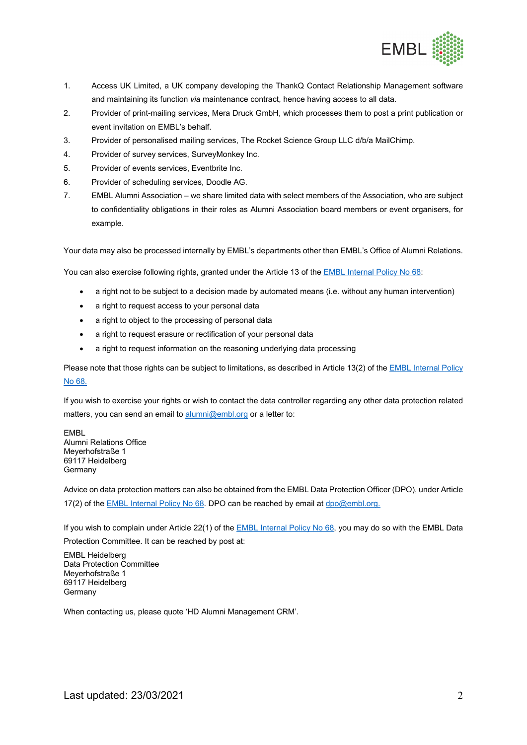1. Access UK Limited, a UK company developing the ThankQ Contact Relationship Management software and maintaining its function *via* maintenance contract, hence having access to all data.
2. Provider of print-mailing services, Mera Druck GmbH, which processes them to post a print publication or event invitation on EMBL's behalf.
3. Provider of personalised mailing services, The Rocket Science Group LLC d/b/a MailChimp.
4. Provider of survey services, SurveyMonkey Inc.
5. Provider of events services, Eventbrite Inc.
6. Provider of scheduling services, Doodle AG.
7. EMBL Alumni Association – we share limited data with select members of the Association, who are subject to confidentiality obligations in their roles as Alumni Association board members or event organisers, for example.

Your data may also be processed internally by EMBL's departments other than EMBL's Office of Alumni Relations.

You can also exercise following rights, granted under the Article 13 of the EMBL Internal Policy No 68:

- a right not to be subject to a decision made by automated means (i.e. without any human intervention)
- a right to request access to your personal data
- a right to object to the processing of personal data
- a right to request erasure or rectification of your personal data
- a right to request information on the reasoning underlying data processing

Please note that those rights can be subject to limitations, as described in Article 13(2) of the EMBL Internal Policy No 68.

If you wish to exercise your rights or wish to contact the data controller regarding any other data protection related matters, you can send an email to alumni@embl.org or a letter to:

EMBL
Alumni Relations Office
Meyerhofstraße 1
69117 Heidelberg
Germany

Advice on data protection matters can also be obtained from the EMBL Data Protection Officer (DPO), under Article 17(2) of the EMBL Internal Policy No 68. DPO can be reached by email at dpo@embl.org.

If you wish to complain under Article 22(1) of the EMBL Internal Policy No 68, you may do so with the EMBL Data Protection Committee. It can be reached by post at:

EMBL Heidelberg
Data Protection Committee
Meyerhofstraße 1
69117 Heidelberg
Germany

When contacting us, please quote 'HD Alumni Management CRM'.

Last updated: 23/03/2021